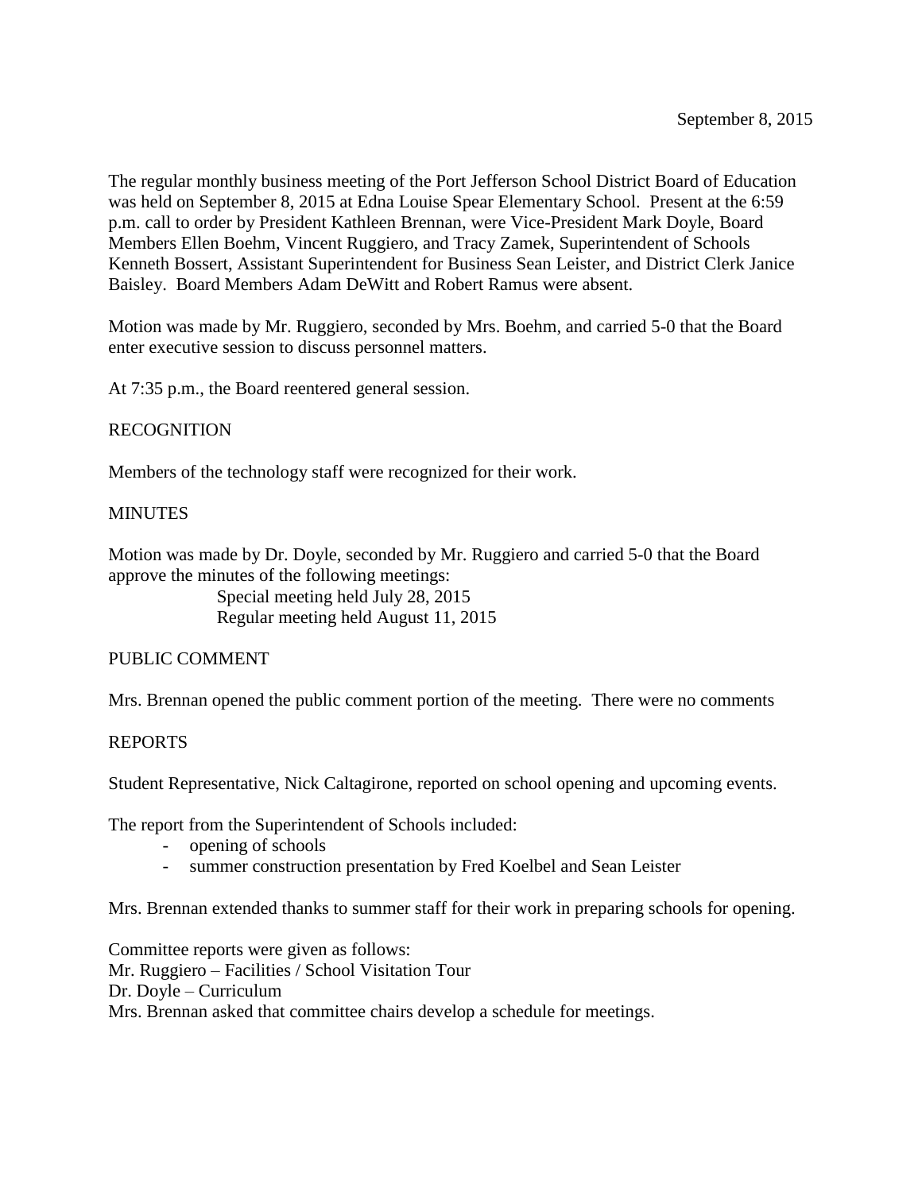September 8, 2015

The regular monthly business meeting of the Port Jefferson School District Board of Education was held on September 8, 2015 at Edna Louise Spear Elementary School. Present at the 6:59 p.m. call to order by President Kathleen Brennan, were Vice-President Mark Doyle, Board Members Ellen Boehm, Vincent Ruggiero, and Tracy Zamek, Superintendent of Schools Kenneth Bossert, Assistant Superintendent for Business Sean Leister, and District Clerk Janice Baisley. Board Members Adam DeWitt and Robert Ramus were absent.

Motion was made by Mr. Ruggiero, seconded by Mrs. Boehm, and carried 5-0 that the Board enter executive session to discuss personnel matters.

At 7:35 p.m., the Board reentered general session.

RECOGNITION

Members of the technology staff were recognized for their work.

MINUTES

Motion was made by Dr. Doyle, seconded by Mr. Ruggiero and carried 5-0 that the Board approve the minutes of the following meetings:

Special meeting held July 28, 2015
Regular meeting held August 11, 2015

PUBLIC COMMENT

Mrs. Brennan opened the public comment portion of the meeting. There were no comments

REPORTS

Student Representative, Nick Caltagirone, reported on school opening and upcoming events.

The report from the Superintendent of Schools included:

- opening of schools
- summer construction presentation by Fred Koelbel and Sean Leister

Mrs. Brennan extended thanks to summer staff for their work in preparing schools for opening.

Committee reports were given as follows:
Mr. Ruggiero – Facilities / School Visitation Tour
Dr. Doyle – Curriculum
Mrs. Brennan asked that committee chairs develop a schedule for meetings.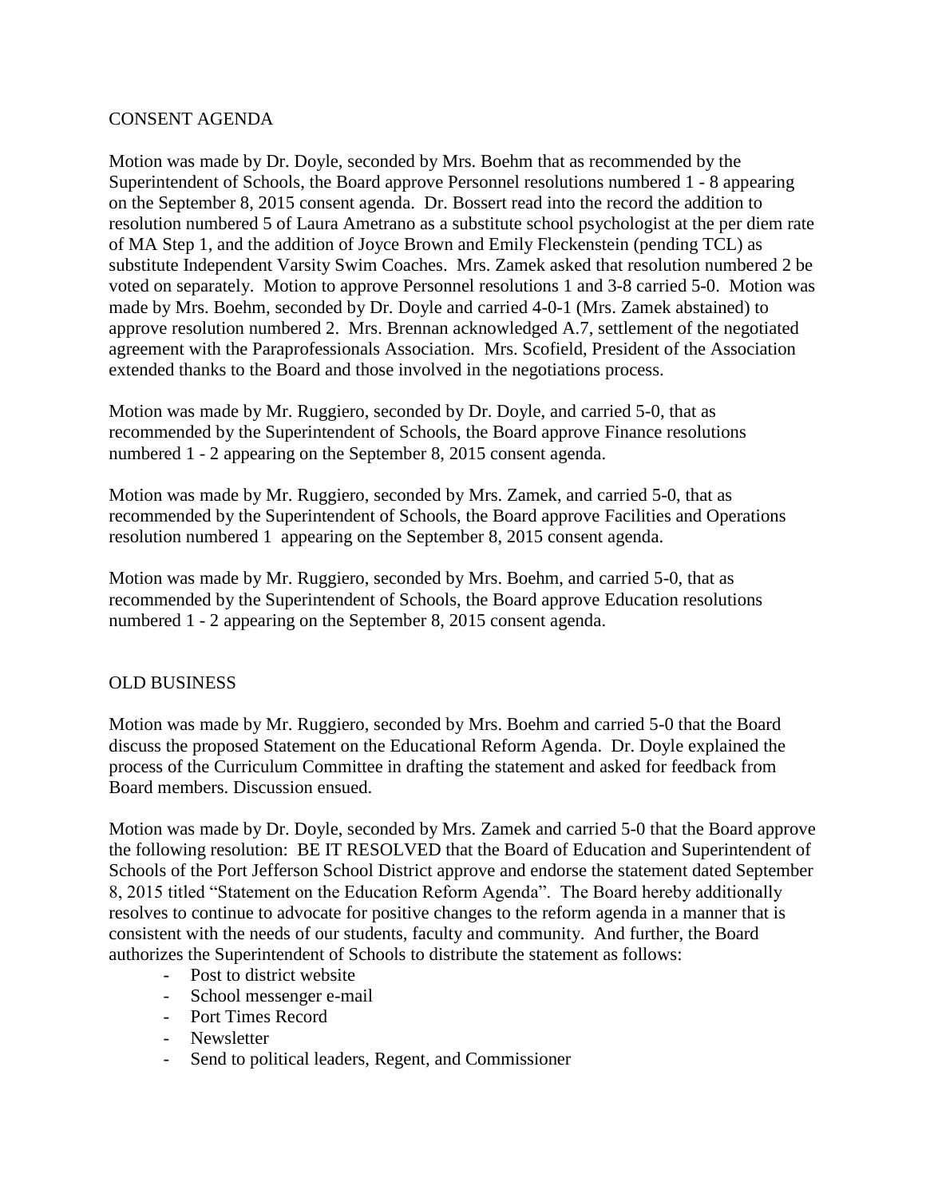## CONSENT AGENDA

Motion was made by Dr. Doyle, seconded by Mrs. Boehm that as recommended by the Superintendent of Schools, the Board approve Personnel resolutions numbered 1 - 8 appearing on the September 8, 2015 consent agenda. Dr. Bossert read into the record the addition to resolution numbered 5 of Laura Ametrano as a substitute school psychologist at the per diem rate of MA Step 1, and the addition of Joyce Brown and Emily Fleckenstein (pending TCL) as substitute Independent Varsity Swim Coaches. Mrs. Zamek asked that resolution numbered 2 be voted on separately. Motion to approve Personnel resolutions 1 and 3-8 carried 5-0. Motion was made by Mrs. Boehm, seconded by Dr. Doyle and carried 4-0-1 (Mrs. Zamek abstained) to approve resolution numbered 2. Mrs. Brennan acknowledged A.7, settlement of the negotiated agreement with the Paraprofessionals Association. Mrs. Scofield, President of the Association extended thanks to the Board and those involved in the negotiations process.

Motion was made by Mr. Ruggiero, seconded by Dr. Doyle, and carried 5-0, that as recommended by the Superintendent of Schools, the Board approve Finance resolutions numbered 1 - 2 appearing on the September 8, 2015 consent agenda.

Motion was made by Mr. Ruggiero, seconded by Mrs. Zamek, and carried 5-0, that as recommended by the Superintendent of Schools, the Board approve Facilities and Operations resolution numbered 1 appearing on the September 8, 2015 consent agenda.

Motion was made by Mr. Ruggiero, seconded by Mrs. Boehm, and carried 5-0, that as recommended by the Superintendent of Schools, the Board approve Education resolutions numbered 1 - 2 appearing on the September 8, 2015 consent agenda.

## OLD BUSINESS

Motion was made by Mr. Ruggiero, seconded by Mrs. Boehm and carried 5-0 that the Board discuss the proposed Statement on the Educational Reform Agenda. Dr. Doyle explained the process of the Curriculum Committee in drafting the statement and asked for feedback from Board members. Discussion ensued.

Motion was made by Dr. Doyle, seconded by Mrs. Zamek and carried 5-0 that the Board approve the following resolution: BE IT RESOLVED that the Board of Education and Superintendent of Schools of the Port Jefferson School District approve and endorse the statement dated September 8, 2015 titled "Statement on the Education Reform Agenda". The Board hereby additionally resolves to continue to advocate for positive changes to the reform agenda in a manner that is consistent with the needs of our students, faculty and community. And further, the Board authorizes the Superintendent of Schools to distribute the statement as follows:

- Post to district website
- School messenger e-mail
- Port Times Record
- Newsletter
- Send to political leaders, Regent, and Commissioner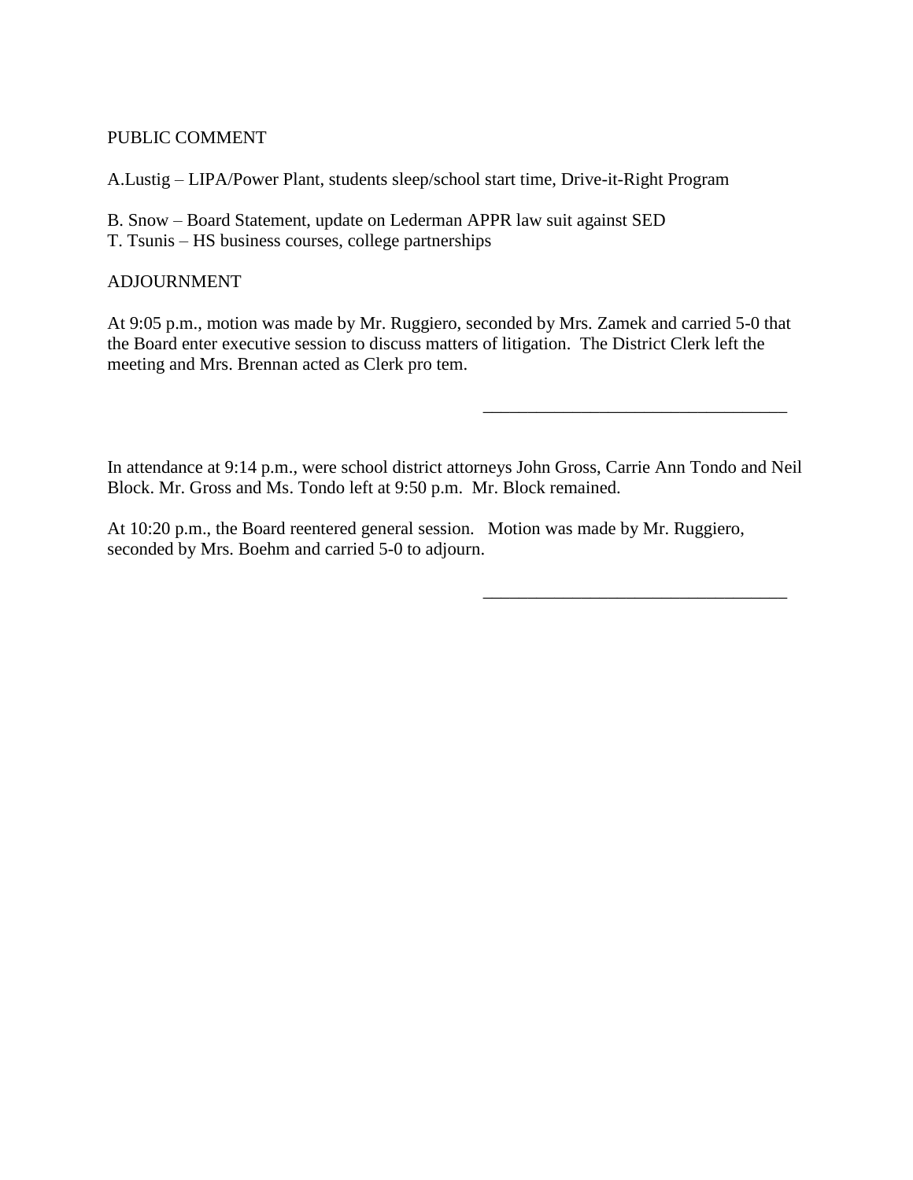PUBLIC COMMENT

A.Lustig – LIPA/Power Plant, students sleep/school start time, Drive-it-Right Program

B. Snow – Board Statement, update on Lederman APPR law suit against SED
T. Tsunis – HS business courses, college partnerships

ADJOURNMENT

At 9:05 p.m., motion was made by Mr. Ruggiero, seconded by Mrs. Zamek and carried 5-0 that the Board enter executive session to discuss matters of litigation. The District Clerk left the meeting and Mrs. Brennan acted as Clerk pro tem.

\_\_\_\_\_\_\_\_\_\_\_\_\_\_\_\_\_\_\_\_\_\_\_\_\_\_\_\_\_\_\_\_\_\_

In attendance at 9:14 p.m., were school district attorneys John Gross, Carrie Ann Tondo and Neil Block. Mr. Gross and Ms. Tondo left at 9:50 p.m. Mr. Block remained.

At 10:20 p.m., the Board reentered general session. Motion was made by Mr. Ruggiero, seconded by Mrs. Boehm and carried 5-0 to adjourn.

\_\_\_\_\_\_\_\_\_\_\_\_\_\_\_\_\_\_\_\_\_\_\_\_\_\_\_\_\_\_\_\_\_\_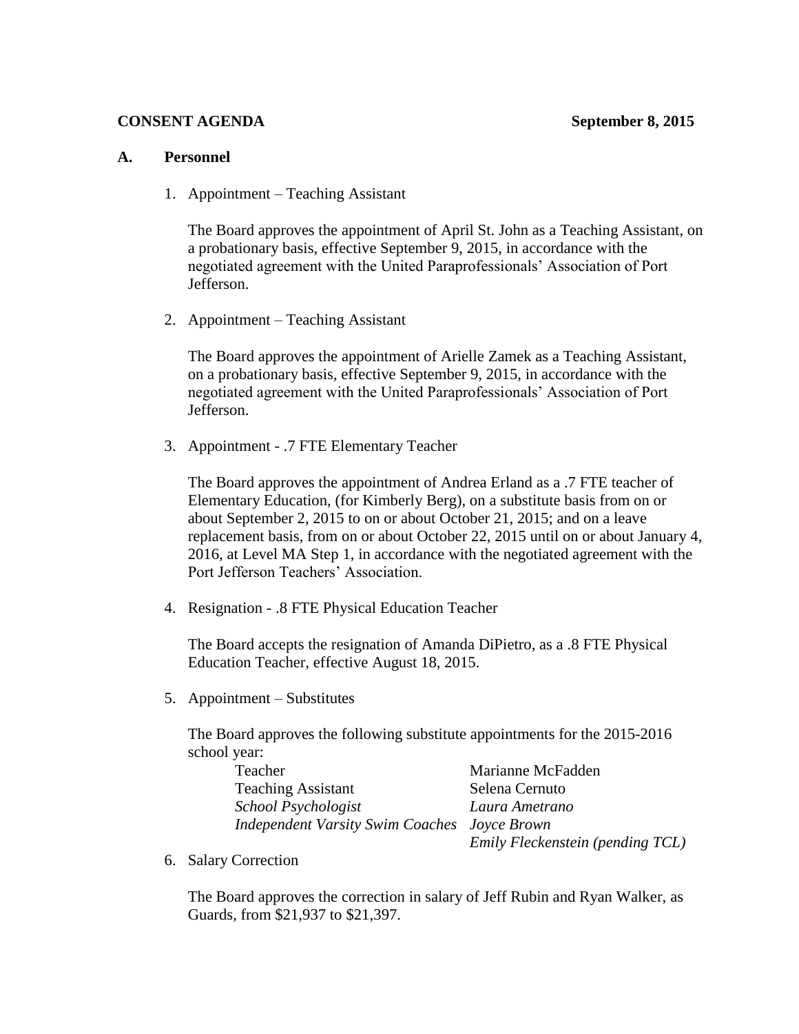**CONSENT AGENDA** **September 8, 2015**

## A. Personnel

1. Appointment – Teaching Assistant

   The Board approves the appointment of April St. John as a Teaching Assistant, on a probationary basis, effective September 9, 2015, in accordance with the negotiated agreement with the United Paraprofessionals' Association of Port Jefferson.

2. Appointment – Teaching Assistant

   The Board approves the appointment of Arielle Zamek as a Teaching Assistant, on a probationary basis, effective September 9, 2015, in accordance with the negotiated agreement with the United Paraprofessionals' Association of Port Jefferson.

3. Appointment - .7 FTE Elementary Teacher

   The Board approves the appointment of Andrea Erland as a .7 FTE teacher of Elementary Education, (for Kimberly Berg), on a substitute basis from on or about September 2, 2015 to on or about October 21, 2015; and on a leave replacement basis, from on or about October 22, 2015 until on or about January 4, 2016, at Level MA Step 1, in accordance with the negotiated agreement with the Port Jefferson Teachers' Association.

4. Resignation - .8 FTE Physical Education Teacher

   The Board accepts the resignation of Amanda DiPietro, as a .8 FTE Physical Education Teacher, effective August 18, 2015.

5. Appointment – Substitutes

   The Board approves the following substitute appointments for the 2015-2016 school year:

   | | |
   |---|---|
   | Teacher | Marianne McFadden |
   | Teaching Assistant | Selena Cernuto |
   | *School Psychologist* | *Laura Ametrano* |
   | *Independent Varsity Swim Coaches* | *Joyce Brown* |
   | | *Emily Fleckenstein (pending TCL)* |

6. Salary Correction

   The Board approves the correction in salary of Jeff Rubin and Ryan Walker, as Guards, from $21,937 to $21,397.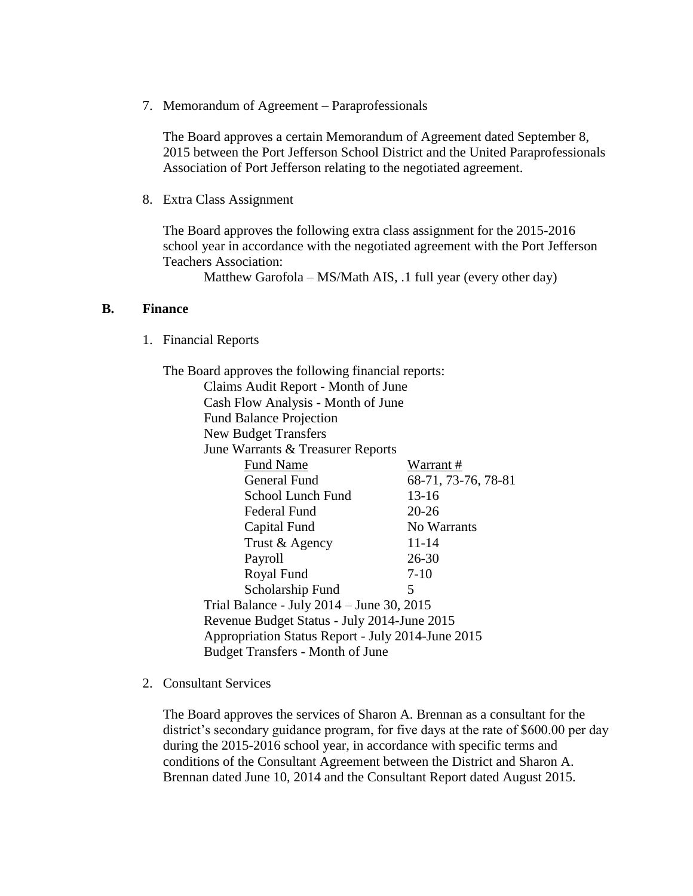7. Memorandum of Agreement – Paraprofessionals

   The Board approves a certain Memorandum of Agreement dated September 8, 2015 between the Port Jefferson School District and the United Paraprofessionals Association of Port Jefferson relating to the negotiated agreement.

8. Extra Class Assignment

   The Board approves the following extra class assignment for the 2015-2016 school year in accordance with the negotiated agreement with the Port Jefferson Teachers Association:

   Matthew Garofola – MS/Math AIS, .1 full year (every other day)

### B. Finance

1. Financial Reports

   The Board approves the following financial reports:

   Claims Audit Report - Month of June
   Cash Flow Analysis - Month of June
   Fund Balance Projection
   New Budget Transfers
   June Warrants & Treasurer Reports

   | Fund Name | Warrant # |
   |---|---|
   | General Fund | 68-71, 73-76, 78-81 |
   | School Lunch Fund | 13-16 |
   | Federal Fund | 20-26 |
   | Capital Fund | No Warrants |
   | Trust & Agency | 11-14 |
   | Payroll | 26-30 |
   | Royal Fund | 7-10 |
   | Scholarship Fund | 5 |

   Trial Balance - July 2014 – June 30, 2015
   Revenue Budget Status - July 2014-June 2015
   Appropriation Status Report - July 2014-June 2015
   Budget Transfers - Month of June

2. Consultant Services

   The Board approves the services of Sharon A. Brennan as a consultant for the district's secondary guidance program, for five days at the rate of $600.00 per day during the 2015-2016 school year, in accordance with specific terms and conditions of the Consultant Agreement between the District and Sharon A. Brennan dated June 10, 2014 and the Consultant Report dated August 2015.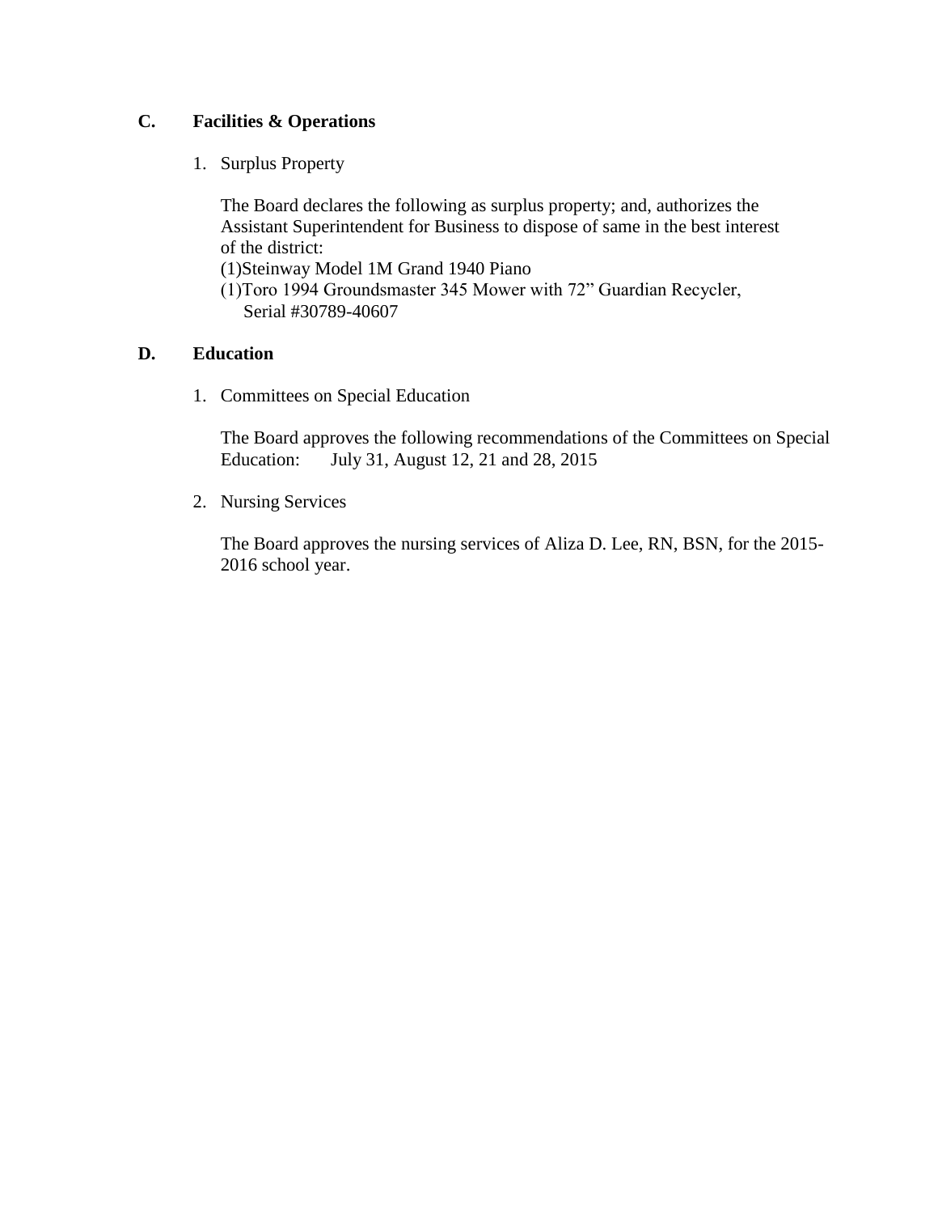## C. Facilities & Operations

1. Surplus Property

   The Board declares the following as surplus property; and, authorizes the Assistant Superintendent for Business to dispose of same in the best interest of the district:
   (1)Steinway Model 1M Grand 1940 Piano
   (1)Toro 1994 Groundsmaster 345 Mower with 72" Guardian Recycler, Serial #30789-40607

## D. Education

1. Committees on Special Education

   The Board approves the following recommendations of the Committees on Special Education: July 31, August 12, 21 and 28, 2015

2. Nursing Services

   The Board approves the nursing services of Aliza D. Lee, RN, BSN, for the 2015-2016 school year.